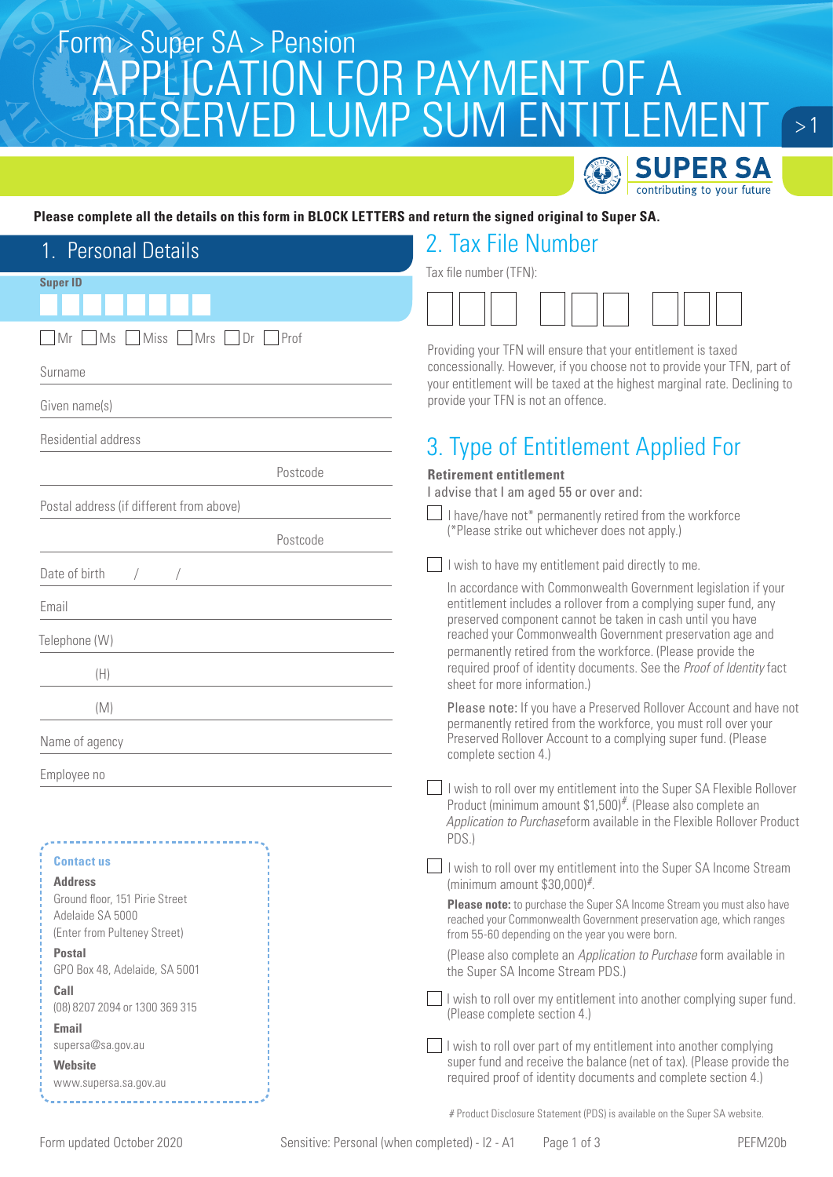Form > Super SA > Pension

# APPLICATION FOR PAYMENT OF A PRESERVED LUMP SUM ENTITLEMENT

SUPER SA
contributing to your future

**Please complete all the details on this form in BLOCK LETTERS and return the signed original to Super SA.**

## 1. Personal Details

**Super ID**

☐ Mr ☐ Ms ☐ Miss ☐ Mrs ☐ Dr ☐ Prof

Surname

Given name(s)

Residential address

Postcode

Postal address (if different from above)

Postcode

Date of birth / /

Email

Telephone (W)

(H)

(M)

Name of agency

Employee no

**Contact us**

**Address**
Ground floor, 151 Pirie Street
Adelaide SA 5000
(Enter from Pulteney Street)

**Postal**
GPO Box 48, Adelaide, SA 5001

**Call**
(08) 8207 2094 or 1300 369 315

**Email**
supersa@sa.gov.au

**Website**
www.supersa.sa.gov.au

## 2. Tax File Number

Tax file number (TFN):

Providing your TFN will ensure that your entitlement is taxed concessionally. However, if you choose not to provide your TFN, part of your entitlement will be taxed at the highest marginal rate. Declining to provide your TFN is not an offence.

## 3. Type of Entitlement Applied For

**Retirement entitlement**

I advise that I am aged 55 or over and:

☐ I have/have not* permanently retired from the workforce (*Please strike out whichever does not apply.)

☐ I wish to have my entitlement paid directly to me.

In accordance with Commonwealth Government legislation if your entitlement includes a rollover from a complying super fund, any preserved component cannot be taken in cash until you have reached your Commonwealth Government preservation age and permanently retired from the workforce. (Please provide the required proof of identity documents. See the *Proof of Identity* fact sheet for more information.)

Please note: If you have a Preserved Rollover Account and have not permanently retired from the workforce, you must roll over your Preserved Rollover Account to a complying super fund. (Please complete section 4.)

☐ I wish to roll over my entitlement into the Super SA Flexible Rollover Product (minimum amount $1,500)#. (Please also complete an *Application to Purchase* form available in the Flexible Rollover Product PDS.)

☐ I wish to roll over my entitlement into the Super SA Income Stream (minimum amount $30,000)#.

**Please note:** to purchase the Super SA Income Stream you must also have reached your Commonwealth Government preservation age, which ranges from 55-60 depending on the year you were born.

(Please also complete an *Application to Purchase* form available in the Super SA Income Stream PDS.)

☐ I wish to roll over my entitlement into another complying super fund. (Please complete section 4.)

☐ I wish to roll over part of my entitlement into another complying super fund and receive the balance (net of tax). (Please provide the required proof of identity documents and complete section 4.)

# Product Disclosure Statement (PDS) is available on the Super SA website.

Form updated October 2020 Sensitive: Personal (when completed) - I2 - A1 PEFM20b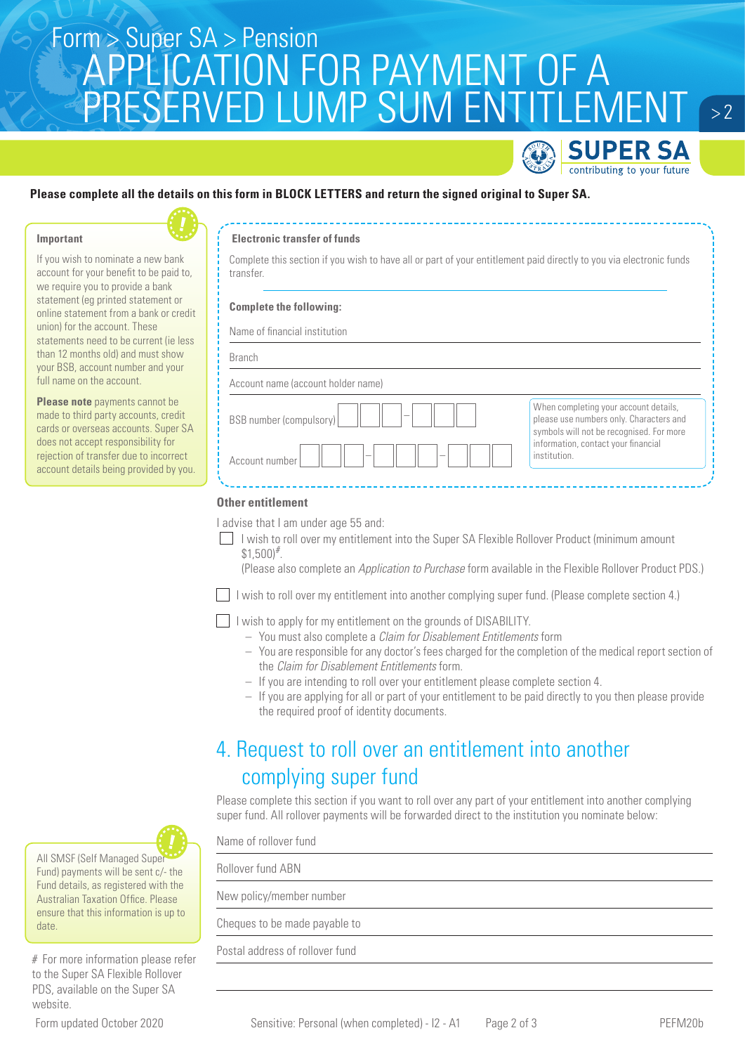Form > Super SA > Pension

# APPLICATION FOR PAYMENT OF A PRESERVED LUMP SUM ENTITLEMENT

**Please complete all the details on this form in BLOCK LETTERS and return the signed original to Super SA.**

**Important**

If you wish to nominate a new bank account for your benefit to be paid to, we require you to provide a bank statement (eg printed statement or online statement from a bank or credit union) for the account. These statements need to be current (ie less than 12 months old) and must show your BSB, account number and your full name on the account.

**Please note** payments cannot be made to third party accounts, credit cards or overseas accounts. Super SA does not accept responsibility for rejection of transfer due to incorrect account details being provided by you.

**Electronic transfer of funds**

Complete this section if you wish to have all or part of your entitlement paid directly to you via electronic funds transfer.

**Complete the following:**

Name of financial institution

Branch

Account name (account holder name)

BSB number (compulsory) ☐☐☐ – ☐☐☐

Account number ☐☐☐ – ☐☐☐ – ☐☐☐

When completing your account details, please use numbers only. Characters and symbols will not be recognised. For more information, contact your financial institution.

**Other entitlement**

I advise that I am under age 55 and:

- ☐ I wish to roll over my entitlement into the Super SA Flexible Rollover Product (minimum amount $1,500)#.
  (Please also complete an *Application to Purchase* form available in the Flexible Rollover Product PDS.)
- ☐ I wish to roll over my entitlement into another complying super fund. (Please complete section 4.)
- ☐ I wish to apply for my entitlement on the grounds of DISABILITY.
  - You must also complete a *Claim for Disablement Entitlements* form
  - You are responsible for any doctor's fees charged for the completion of the medical report section of the *Claim for Disablement Entitlements* form.
  - If you are intending to roll over your entitlement please complete section 4.
  - If you are applying for all or part of your entitlement to be paid directly to you then please provide the required proof of identity documents.

## 4. Request to roll over an entitlement into another complying super fund

Please complete this section if you want to roll over any part of your entitlement into another complying super fund. All rollover payments will be forwarded direct to the institution you nominate below:

Name of rollover fund

Rollover fund ABN

New policy/member number

Cheques to be made payable to

Postal address of rollover fund

All SMSF (Self Managed Super Fund) payments will be sent c/- the Fund details, as registered with the Australian Taxation Office. Please ensure that this information is up to date.

# For more information please refer to the Super SA Flexible Rollover PDS, available on the Super SA website.

Form updated October 2020

Sensitive: Personal (when completed) - I2 - A1

PEFM20b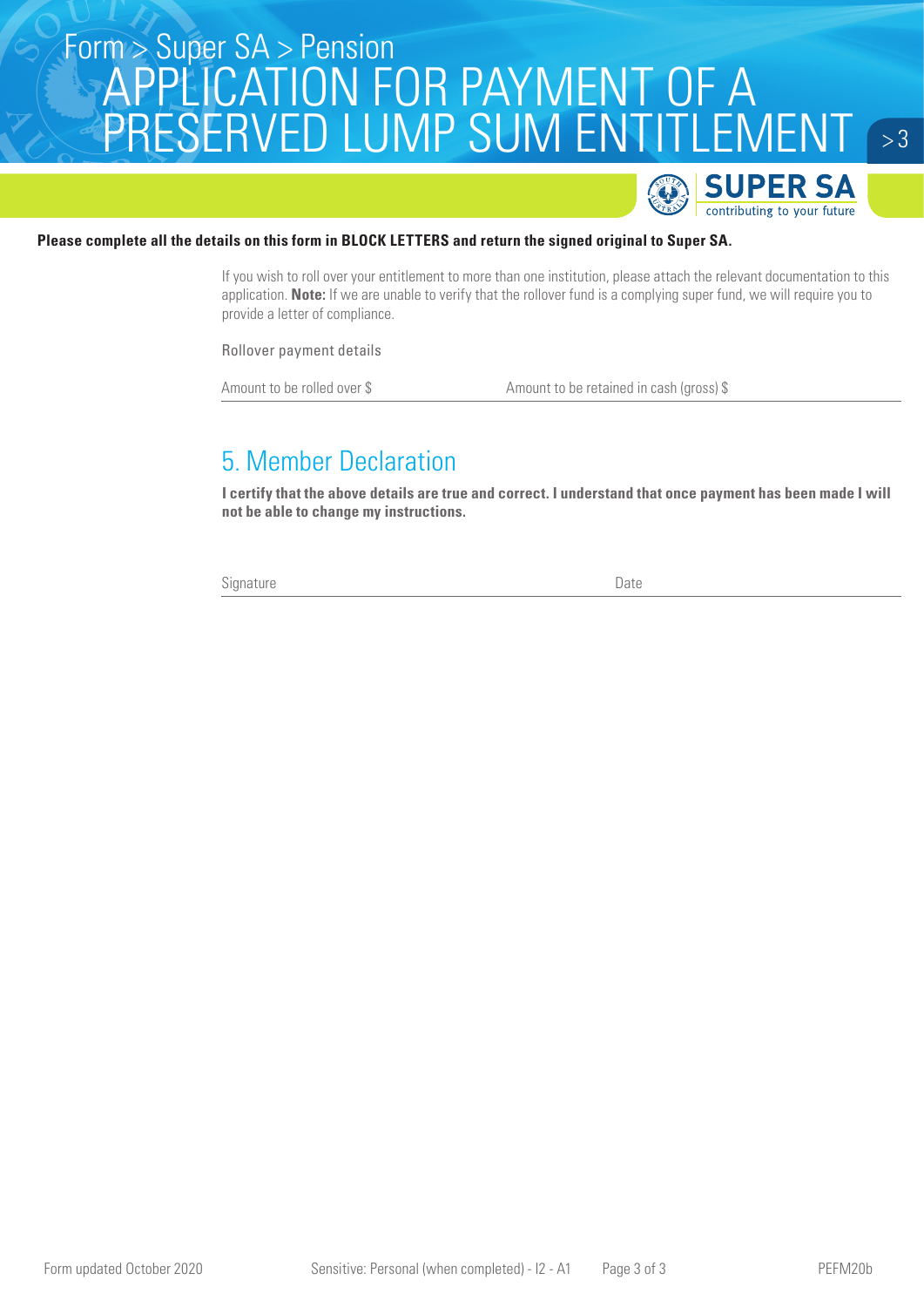**Please complete all the details on this form in BLOCK LETTERS and return the signed original to Super SA.**

If you wish to roll over your entitlement to more than one institution, please attach the relevant documentation to this application. **Note:** If we are unable to verify that the rollover fund is a complying super fund, we will require you to provide a letter of compliance.

Rollover payment details

Amount to be rolled over $ Amount to be retained in cash (gross) $

## 5. Member Declaration

**I certify that the above details are true and correct. I understand that once payment has been made I will not be able to change my instructions.**

Signature Date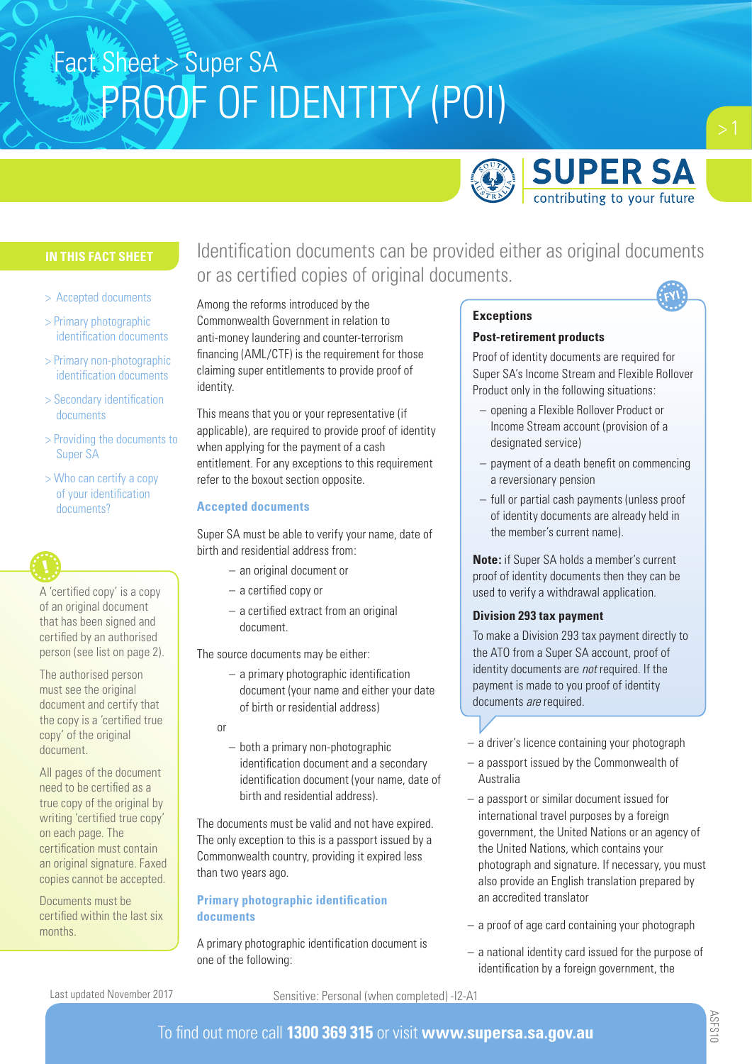# Fact Sheet > Super SA
# PROOF OF IDENTITY (POI)

SUPER SA
contributing to your future

## IN THIS FACT SHEET

- > Accepted documents
- > Primary photographic identification documents
- > Primary non-photographic identification documents
- > Secondary identification documents
- > Providing the documents to Super SA
- > Who can certify a copy of your identification documents?

A 'certified copy' is a copy of an original document that has been signed and certified by an authorised person (see list on page 2).

The authorised person must see the original document and certify that the copy is a 'certified true copy' of the original document.

All pages of the document need to be certified as a true copy of the original by writing 'certified true copy' on each page. The certification must contain an original signature. Faxed copies cannot be accepted.

Documents must be certified within the last six months.

Identification documents can be provided either as original documents or as certified copies of original documents.

Among the reforms introduced by the Commonwealth Government in relation to anti-money laundering and counter-terrorism financing (AML/CTF) is the requirement for those claiming super entitlements to provide proof of identity.

This means that you or your representative (if applicable), are required to provide proof of identity when applying for the payment of a cash entitlement. For any exceptions to this requirement refer to the boxout section opposite.

### Accepted documents

Super SA must be able to verify your name, date of birth and residential address from:

- an original document or
- a certified copy or
- a certified extract from an original document.

The source documents may be either:

- a primary photographic identification document (your name and either your date of birth or residential address)

or

- both a primary non-photographic identification document and a secondary identification document (your name, date of birth and residential address).

The documents must be valid and not have expired. The only exception to this is a passport issued by a Commonwealth country, providing it expired less than two years ago.

### Primary photographic identification documents

A primary photographic identification document is one of the following:

- a driver's licence containing your photograph
- a passport issued by the Commonwealth of Australia
- a passport or similar document issued for international travel purposes by a foreign government, the United Nations or an agency of the United Nations, which contains your photograph and signature. If necessary, you must also provide an English translation prepared by an accredited translator
- a proof of age card containing your photograph
- a national identity card issued for the purpose of identification by a foreign government, the

### Exceptions

**Post-retirement products**

Proof of identity documents are required for Super SA's Income Stream and Flexible Rollover Product only in the following situations:

- opening a Flexible Rollover Product or Income Stream account (provision of a designated service)
- payment of a death benefit on commencing a reversionary pension
- full or partial cash payments (unless proof of identity documents are already held in the member's current name).

**Note:** if Super SA holds a member's current proof of identity documents then they can be used to verify a withdrawal application.

**Division 293 tax payment**

To make a Division 293 tax payment directly to the ATO from a Super SA account, proof of identity documents are *not* required. If the payment is made to you proof of identity documents *are* required.

Last updated November 2017

Sensitive: Personal (when completed) -I2-A1

To find out more call **1300 369 315** or visit **www.supersa.sa.gov.au**

ASFS10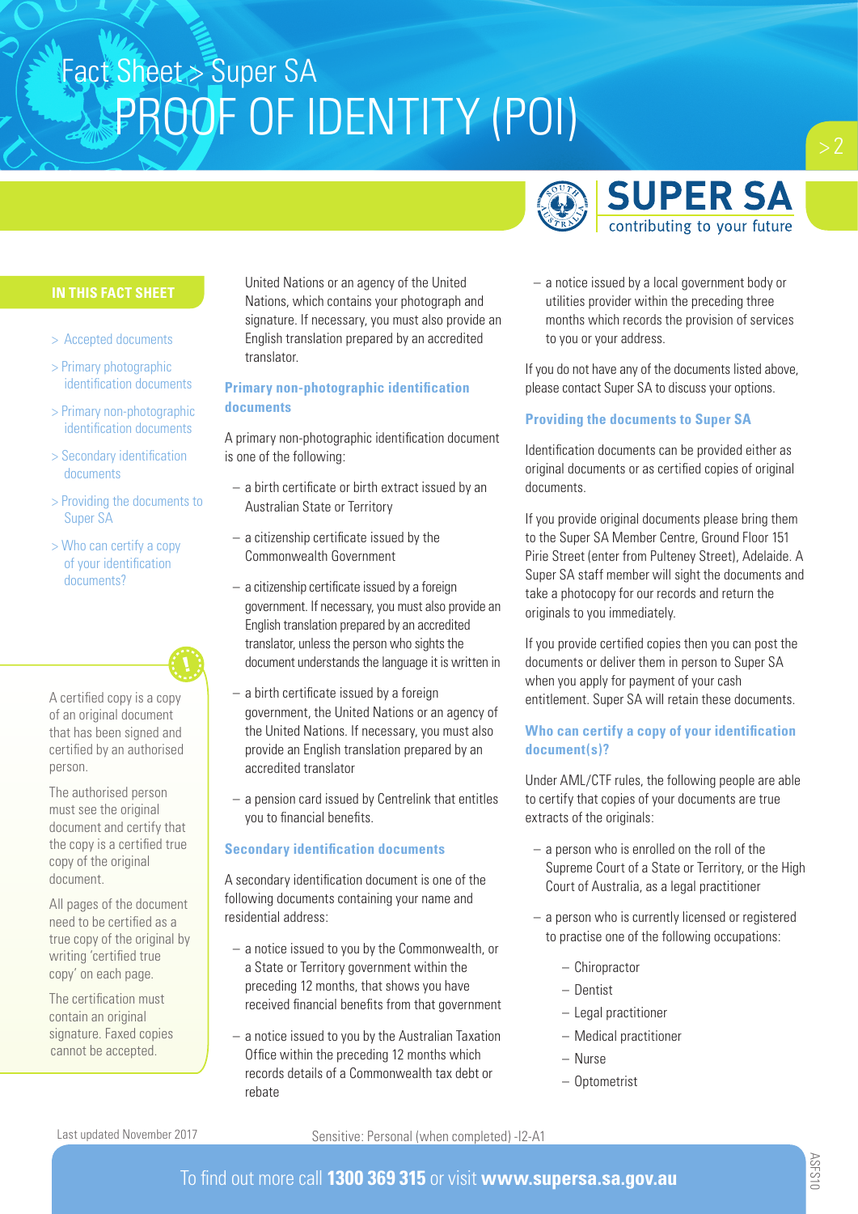# Fact Sheet > Super SA
# PROOF OF IDENTITY (POI)

SUPER SA
contributing to your future

**IN THIS FACT SHEET**

- > Accepted documents
- > Primary photographic identification documents
- > Primary non-photographic identification documents
- > Secondary identification documents
- > Providing the documents to Super SA
- > Who can certify a copy of your identification documents?

A certified copy is a copy of an original document that has been signed and certified by an authorised person.

The authorised person must see the original document and certify that the copy is a certified true copy of the original document.

All pages of the document need to be certified as a true copy of the original by writing 'certified true copy' on each page.

The certification must contain an original signature. Faxed copies cannot be accepted.

United Nations or an agency of the United Nations, which contains your photograph and signature. If necessary, you must also provide an English translation prepared by an accredited translator.

### Primary non-photographic identification documents

A primary non-photographic identification document is one of the following:

- a birth certificate or birth extract issued by an Australian State or Territory
- a citizenship certificate issued by the Commonwealth Government
- a citizenship certificate issued by a foreign government. If necessary, you must also provide an English translation prepared by an accredited translator, unless the person who sights the document understands the language it is written in
- a birth certificate issued by a foreign government, the United Nations or an agency of the United Nations. If necessary, you must also provide an English translation prepared by an accredited translator
- a pension card issued by Centrelink that entitles you to financial benefits.

### Secondary identification documents

A secondary identification document is one of the following documents containing your name and residential address:

- a notice issued to you by the Commonwealth, or a State or Territory government within the preceding 12 months, that shows you have received financial benefits from that government
- a notice issued to you by the Australian Taxation Office within the preceding 12 months which records details of a Commonwealth tax debt or rebate
- a notice issued by a local government body or utilities provider within the preceding three months which records the provision of services to you or your address.

If you do not have any of the documents listed above, please contact Super SA to discuss your options.

### Providing the documents to Super SA

Identification documents can be provided either as original documents or as certified copies of original documents.

If you provide original documents please bring them to the Super SA Member Centre, Ground Floor 151 Pirie Street (enter from Pulteney Street), Adelaide. A Super SA staff member will sight the documents and take a photocopy for our records and return the originals to you immediately.

If you provide certified copies then you can post the documents or deliver them in person to Super SA when you apply for payment of your cash entitlement. Super SA will retain these documents.

### Who can certify a copy of your identification document(s)?

Under AML/CTF rules, the following people are able to certify that copies of your documents are true extracts of the originals:

- a person who is enrolled on the roll of the Supreme Court of a State or Territory, or the High Court of Australia, as a legal practitioner
- a person who is currently licensed or registered to practise one of the following occupations:
  - Chiropractor
  - Dentist
  - Legal practitioner
  - Medical practitioner
  - Nurse
  - Optometrist

Last updated November 2017

Sensitive: Personal (when completed) -I2-A1

To find out more call **1300 369 315** or visit **www.supersa.sa.gov.au**

ASFS10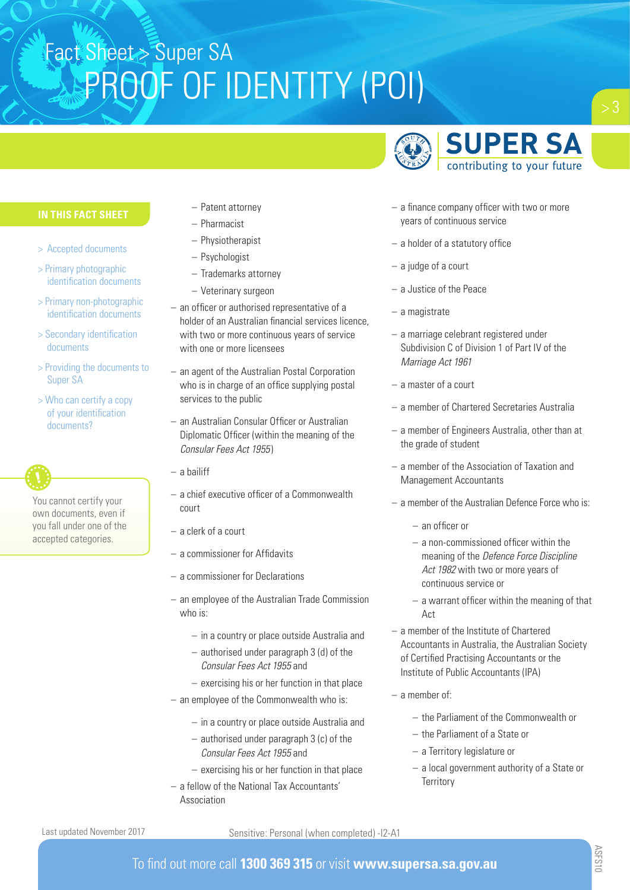Fact Sheet > Super SA
# PROOF OF IDENTITY (POI)

**IN THIS FACT SHEET**

- > Accepted documents
- > Primary photographic identification documents
- > Primary non-photographic identification documents
- > Secondary identification documents
- > Providing the documents to Super SA
- > Who can certify a copy of your identification documents?

You cannot certify your own documents, even if you fall under one of the accepted categories.

  - Patent attorney
  - Pharmacist
  - Physiotherapist
  - Psychologist
  - Trademarks attorney
  - Veterinary surgeon
- an officer or authorised representative of a holder of an Australian financial services licence, with two or more continuous years of service with one or more licensees
- an agent of the Australian Postal Corporation who is in charge of an office supplying postal services to the public
- an Australian Consular Officer or Australian Diplomatic Officer (within the meaning of the *Consular Fees Act 1955*)
- a bailiff
- a chief executive officer of a Commonwealth court
- a clerk of a court
- a commissioner for Affidavits
- a commissioner for Declarations
- an employee of the Australian Trade Commission who is:
  - in a country or place outside Australia and
  - authorised under paragraph 3 (d) of the *Consular Fees Act 1955* and
  - exercising his or her function in that place
- an employee of the Commonwealth who is:
  - in a country or place outside Australia and
  - authorised under paragraph 3 (c) of the *Consular Fees Act 1955* and
  - exercising his or her function in that place
- a fellow of the National Tax Accountants' Association
- a finance company officer with two or more years of continuous service
- a holder of a statutory office
- a judge of a court
- a Justice of the Peace
- a magistrate
- a marriage celebrant registered under Subdivision C of Division 1 of Part IV of the *Marriage Act 1961*
- a master of a court
- a member of Chartered Secretaries Australia
- a member of Engineers Australia, other than at the grade of student
- a member of the Association of Taxation and Management Accountants
- a member of the Australian Defence Force who is:
  - an officer or
  - a non-commissioned officer within the meaning of the *Defence Force Discipline Act 1982* with two or more years of continuous service or
  - a warrant officer within the meaning of that Act
- a member of the Institute of Chartered Accountants in Australia, the Australian Society of Certified Practising Accountants or the Institute of Public Accountants (IPA)
- a member of:
  - the Parliament of the Commonwealth or
  - the Parliament of a State or
  - a Territory legislature or
  - a local government authority of a State or Territory

Last updated November 2017

Sensitive: Personal (when completed) -I2-A1

To find out more call **1300 369 315** or visit **www.supersa.sa.gov.au**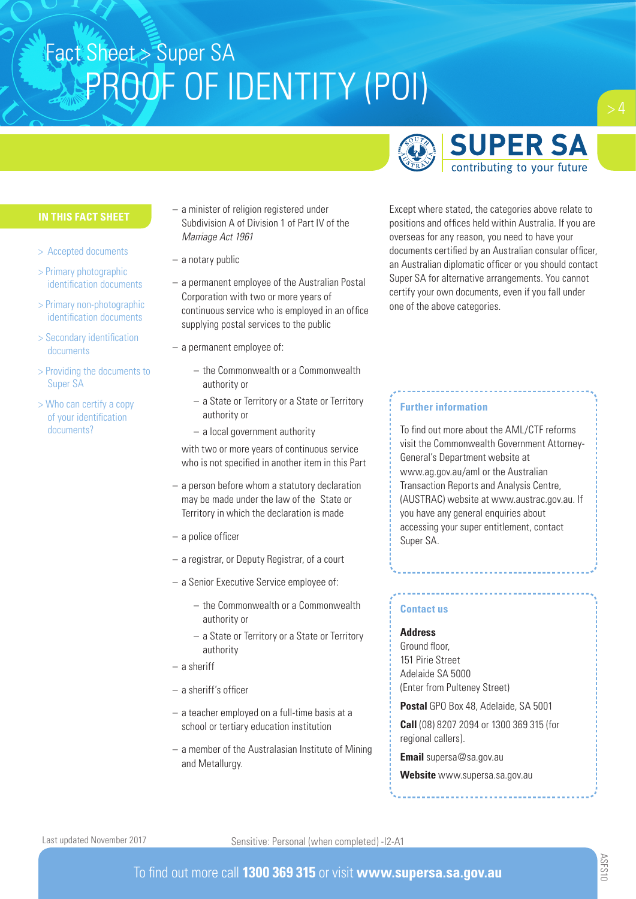# Fact Sheet > Super SA

# PROOF OF IDENTITY (POI)

## IN THIS FACT SHEET

- > Accepted documents
- > Primary photographic identification documents
- > Primary non-photographic identification documents
- > Secondary identification documents
- > Providing the documents to Super SA
- > Who can certify a copy of your identification documents?

– a minister of religion registered under Subdivision A of Division 1 of Part IV of the *Marriage Act 1961*

– a notary public

– a permanent employee of the Australian Postal Corporation with two or more years of continuous service who is employed in an office supplying postal services to the public

– a permanent employee of:

  – the Commonwealth or a Commonwealth authority or

  – a State or Territory or a State or Territory authority or

  – a local government authority

  with two or more years of continuous service who is not specified in another item in this Part

– a person before whom a statutory declaration may be made under the law of the State or Territory in which the declaration is made

– a police officer

– a registrar, or Deputy Registrar, of a court

– a Senior Executive Service employee of:

  – the Commonwealth or a Commonwealth authority or

  – a State or Territory or a State or Territory authority

– a sheriff

– a sheriff's officer

– a teacher employed on a full-time basis at a school or tertiary education institution

– a member of the Australasian Institute of Mining and Metallurgy.

Except where stated, the categories above relate to positions and offices held within Australia. If you are overseas for any reason, you need to have your documents certified by an Australian consular officer, an Australian diplomatic officer or you should contact Super SA for alternative arrangements. You cannot certify your own documents, even if you fall under one of the above categories.

### Further information

To find out more about the AML/CTF reforms visit the Commonwealth Government Attorney-General's Department website at www.ag.gov.au/aml or the Australian Transaction Reports and Analysis Centre, (AUSTRAC) website at www.austrac.gov.au. If you have any general enquiries about accessing your super entitlement, contact Super SA.

### Contact us

**Address**
Ground floor,
151 Pirie Street
Adelaide SA 5000
(Enter from Pulteney Street)

**Postal** GPO Box 48, Adelaide, SA 5001

**Call** (08) 8207 2094 or 1300 369 315 (for regional callers).

**Email** supersa@sa.gov.au

**Website** www.supersa.sa.gov.au

Last updated November 2017

Sensitive: Personal (when completed) -I2-A1

To find out more call **1300 369 315** or visit **www.supersa.sa.gov.au**